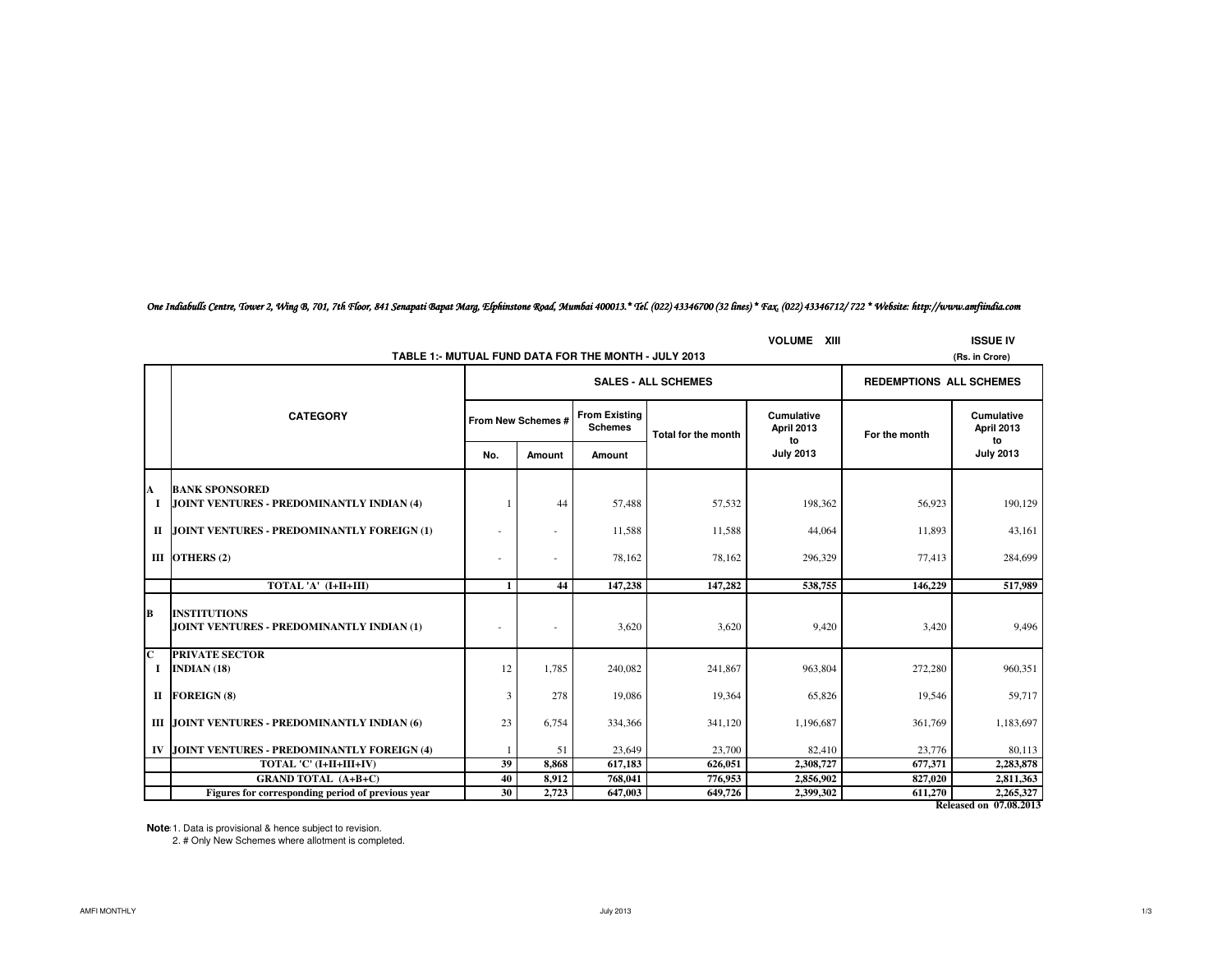One Indiabulls Centre, Tower 2, Wing B, 701, 7th Floor, 841 Senapati Bapat Marg, Elphinstone Road, Mumbai 400013.* Tel. (022) 43346700 (32 lines) * Fax. (022) 43346712/ 722 * Website: http://www.amfiindia.com

VOLUME XIII ISSUE IV

## TABLE 1:- MUTUAL FUND DATA FOR THE MONTH - JULY 2013

(Rs. in Crore)

| | CATEGORY | SALES - ALL SCHEMES | | | | | REDEMPTIONS ALL SCHEMES | |
|---|---|---|---|---|---|---|---|---|
| | | From New Schemes # | | From Existing Schemes | Total for the month | Cumulative April 2013 to July 2013 | For the month | Cumulative April 2013 to July 2013 |
| | | No. | Amount | Amount | | | | |
| **A** | **BANK SPONSORED** | | | | | | | |
| **I** | **JOINT VENTURES - PREDOMINANTLY INDIAN (4)** | 1 | 44 | 57,488 | 57,532 | 198,362 | 56,923 | 190,129 |
| **II** | **JOINT VENTURES - PREDOMINANTLY FOREIGN (1)** | - | - | 11,588 | 11,588 | 44,064 | 11,893 | 43,161 |
| **III** | **OTHERS (2)** | - | - | 78,162 | 78,162 | 296,329 | 77,413 | 284,699 |
| | **TOTAL 'A' (I+II+III)** | **1** | **44** | **147,238** | **147,282** | **538,755** | **146,229** | **517,989** |
| **B** | **INSTITUTIONS** | | | | | | | |
| | **JOINT VENTURES - PREDOMINANTLY INDIAN (1)** | - | - | 3,620 | 3,620 | 9,420 | 3,420 | 9,496 |
| **C** | **PRIVATE SECTOR** | | | | | | | |
| **I** | **INDIAN (18)** | 12 | 1,785 | 240,082 | 241,867 | 963,804 | 272,280 | 960,351 |
| **II** | **FOREIGN (8)** | 3 | 278 | 19,086 | 19,364 | 65,826 | 19,546 | 59,717 |
| **III** | **JOINT VENTURES - PREDOMINANTLY INDIAN (6)** | 23 | 6,754 | 334,366 | 341,120 | 1,196,687 | 361,769 | 1,183,697 |
| **IV** | **JOINT VENTURES - PREDOMINANTLY FOREIGN (4)** | 1 | 51 | 23,649 | 23,700 | 82,410 | 23,776 | 80,113 |
| | **TOTAL 'C' (I+II+III+IV)** | **39** | **8,868** | **617,183** | **626,051** | **2,308,727** | **677,371** | **2,283,878** |
| | **GRAND TOTAL (A+B+C)** | **40** | **8,912** | **768,041** | **776,953** | **2,856,902** | **827,020** | **2,811,363** |
| | **Figures for corresponding period of previous year** | **30** | **2,723** | **647,003** | **649,726** | **2,399,302** | **611,270** | **2,265,327** |

**Released on 07.08.2013**

**Notes:** 1. Data is provisional & hence subject to revision.
2. # Only New Schemes where allotment is completed.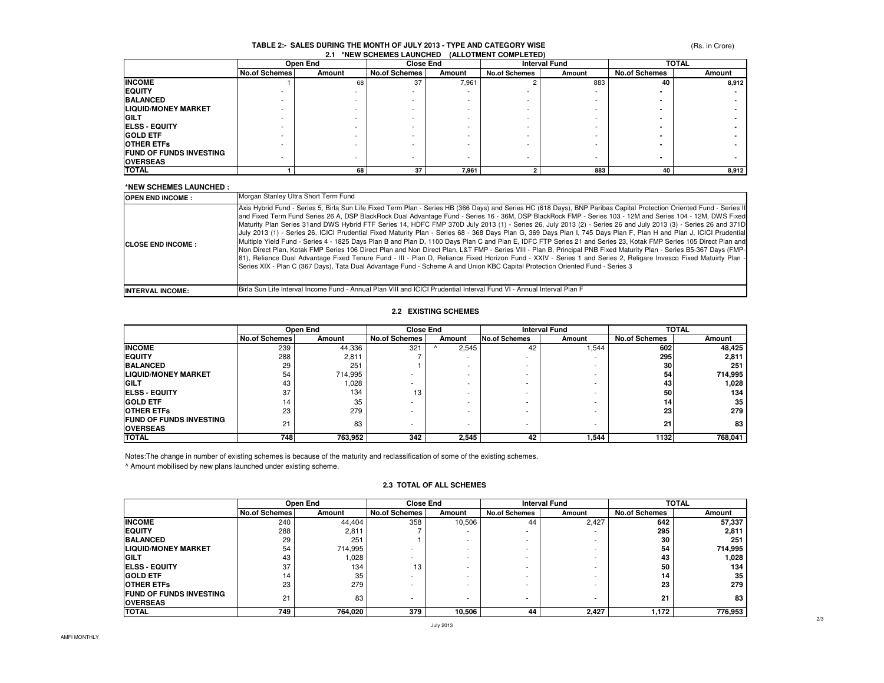# TABLE 2:- SALES DURING THE MONTH OF JULY 2013 - TYPE AND CATEGORY WISE

(Rs. in Crore)

## 2.1 *NEW SCHEMES LAUNCHED (ALLOTMENT COMPLETED)

| | Open End | | Close End | | Interval Fund | | TOTAL | |
|---|---|---|---|---|---|---|---|---|
| | No.of Schemes | Amount | No.of Schemes | Amount | No.of Schemes | Amount | No.of Schemes | Amount |
| **INCOME** | 1 | 68 | 37 | 7,961 | 2 | 883 | **40** | **8,912** |
| **EQUITY** | - | - | - | - | - | - | **-** | **-** |
| **BALANCED** | - | - | - | - | - | - | **-** | **-** |
| **LIQUID/MONEY MARKET** | - | - | - | - | - | - | **-** | **-** |
| **GILT** | - | - | - | - | - | - | **-** | **-** |
| **ELSS - EQUITY** | - | - | - | - | - | - | **-** | **-** |
| **GOLD ETF** | - | - | - | - | - | - | **-** | **-** |
| **OTHER ETFs** | - | - | - | - | - | - | **-** | **-** |
| **FUND OF FUNDS INVESTING OVERSEAS** | - | - | - | - | - | - | **-** | **-** |
| **TOTAL** | **1** | **68** | **37** | **7,961** | **2** | **883** | **40** | **8,912** |

**\*NEW SCHEMES LAUNCHED :**

| | |
|---|---|
| **OPEN END INCOME :** | Morgan Stanley Ultra Short Term Fund |
| **CLOSE END INCOME :** | Axis Hybrid Fund - Series 5, Birla Sun Life Fixed Term Plan - Series HB (366 Days) and Series HC (618 Days), BNP Paribas Capital Protection Oriented Fund - Series II and Fixed Term Fund Series 26 A, DSP BlackRock Dual Advantage Fund - Series 16 - 36M, DSP BlackRock FMP - Series 103 - 12M and Series 104 - 12M, DWS Fixed Maturity Plan Series 31and DWS Hybrid FTF Series 14, HDFC FMP 370D July 2013 (1) - Series 26, July 2013 (2) - Series 26 and July 2013 (3) - Series 26 and 371D July 2013 (1) - Series 26, ICICI Prudential Fixed Maturity Plan - Series 68 - 368 Days Plan G, 369 Days Plan I, 745 Days Plan F, Plan H and Plan J, ICICI Prudential Multiple Yield Fund - Series 4 - 1825 Days Plan B and Plan D, 1100 Days Plan C and Plan E, IDFC FTP Series 21 and Series 23, Kotak FMP Series 105 Direct Plan and Non Direct Plan, Kotak FMP Series 106 Direct Plan and Non Direct Plan, L&T FMP - Series VIII - Plan B, Principal PNB Fixed Maturity Plan - Series B5-367 Days (FMP-81), Reliance Dual Advantage Fixed Tenure Fund - III - Plan D, Reliance Fixed Horizon Fund - XXIV - Series 1 and Series 2, Religare Invesco Fixed Matuirty Plan - Series XIX - Plan C (367 Days), Tata Dual Advantage Fund - Scheme A and Union KBC Capital Protection Oriented Fund - Series 3 |
| **INTERVAL INCOME:** | Birla Sun Life Interval Income Fund - Annual Plan VIII and ICICI Prudential Interval Fund VI - Annual Interval Plan F |

## 2.2 EXISTING SCHEMES

| | Open End | | Close End | | Interval Fund | | TOTAL | |
|---|---|---|---|---|---|---|---|---|
| | No.of Schemes | Amount | No.of Schemes | Amount | No.of Schemes | Amount | No.of Schemes | Amount |
| **INCOME** | 239 | 44,336 | 321 | ^ 2,545 | 42 | 1,544 | **602** | **48,425** |
| **EQUITY** | 288 | 2,811 | 7 | - | - | - | **295** | **2,811** |
| **BALANCED** | 29 | 251 | 1 | - | - | - | **30** | **251** |
| **LIQUID/MONEY MARKET** | 54 | 714,995 | - | - | - | - | **54** | **714,995** |
| **GILT** | 43 | 1,028 | - | - | - | - | **43** | **1,028** |
| **ELSS - EQUITY** | 37 | 134 | 13 | - | - | - | **50** | **134** |
| **GOLD ETF** | 14 | 35 | - | - | - | - | **14** | **35** |
| **OTHER ETFs** | 23 | 279 | - | - | - | - | **23** | **279** |
| **FUND OF FUNDS INVESTING OVERSEAS** | 21 | 83 | - | - | - | - | **21** | **83** |
| **TOTAL** | **748** | **763,952** | **342** | **2,545** | **42** | **1,544** | **1132** | **768,041** |

Notes:The change in number of existing schemes is because of the maturity and reclassification of some of the existing schemes.

^ Amount mobilised by new plans launched under existing scheme.

## 2.3 TOTAL OF ALL SCHEMES

| | Open End | | Close End | | Interval Fund | | TOTAL | |
|---|---|---|---|---|---|---|---|---|
| | No.of Schemes | Amount | No.of Schemes | Amount | No.of Schemes | Amount | No.of Schemes | Amount |
| **INCOME** | 240 | 44,404 | 358 | 10,506 | 44 | 2,427 | **642** | **57,337** |
| **EQUITY** | 288 | 2,811 | 7 | - | - | - | **295** | **2,811** |
| **BALANCED** | 29 | 251 | 1 | - | - | - | **30** | **251** |
| **LIQUID/MONEY MARKET** | 54 | 714,995 | - | - | - | - | **54** | **714,995** |
| **GILT** | 43 | 1,028 | - | - | - | - | **43** | **1,028** |
| **ELSS - EQUITY** | 37 | 134 | 13 | - | - | - | **50** | **134** |
| **GOLD ETF** | 14 | 35 | - | - | - | - | **14** | **35** |
| **OTHER ETFs** | 23 | 279 | - | - | - | - | **23** | **279** |
| **FUND OF FUNDS INVESTING OVERSEAS** | 21 | 83 | - | - | - | - | **21** | **83** |
| **TOTAL** | **749** | **764,020** | **379** | **10,506** | **44** | **2,427** | **1,172** | **776,953** |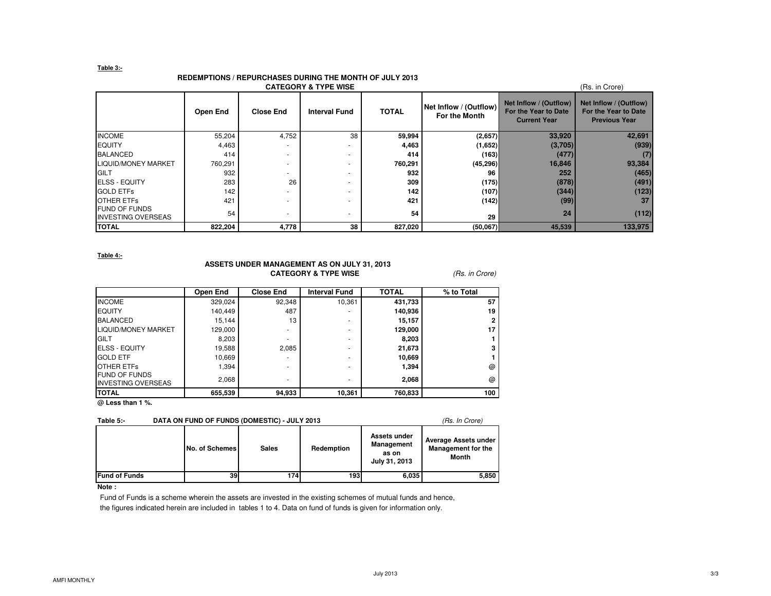**Table 3:-**

### REDEMPTIONS / REPURCHASES DURING THE MONTH OF JULY 2013
### CATEGORY & TYPE WISE

(Rs. in Crore)

| | Open End | Close End | Interval Fund | TOTAL | Net Inflow / (Outflow) For the Month | Net Inflow / (Outflow) For the Year to Date Current Year | Net Inflow / (Outflow) For the Year to Date Previous Year |
|---|---|---|---|---|---|---|---|
| INCOME | 55,204 | 4,752 | 38 | **59,994** | **(2,657)** | **33,920** | **42,691** |
| EQUITY | 4,463 | - | - | **4,463** | **(1,652)** | **(3,705)** | **(939)** |
| BALANCED | 414 | - | - | **414** | **(163)** | **(477)** | **(7)** |
| LIQUID/MONEY MARKET | 760,291 | - | - | **760,291** | **(45,296)** | **16,846** | **93,384** |
| GILT | 932 | - | - | **932** | **96** | **252** | **(465)** |
| ELSS - EQUITY | 283 | 26 | - | **309** | **(175)** | **(878)** | **(491)** |
| GOLD ETFs | 142 | - | - | **142** | **(107)** | **(344)** | **(123)** |
| OTHER ETFs | 421 | - | - | **421** | **(142)** | **(99)** | **37** |
| FUND OF FUNDS INVESTING OVERSEAS | 54 | - | - | **54** | **29** | **24** | **(112)** |
| **TOTAL** | **822,204** | **4,778** | **38** | **827,020** | **(50,067)** | **45,539** | **133,975** |

**Table 4:-**

### ASSETS UNDER MANAGEMENT AS ON JULY 31, 2013
### CATEGORY & TYPE WISE

*(Rs. in Crore)*

| | Open End | Close End | Interval Fund | TOTAL | % to Total |
|---|---|---|---|---|---|
| INCOME | 329,024 | 92,348 | 10,361 | **431,733** | **57** |
| EQUITY | 140,449 | 487 | - | **140,936** | **19** |
| BALANCED | 15,144 | 13 | - | **15,157** | **2** |
| LIQUID/MONEY MARKET | 129,000 | - | - | **129,000** | **17** |
| GILT | 8,203 | - | - | **8,203** | **1** |
| ELSS - EQUITY | 19,588 | 2,085 | - | **21,673** | **3** |
| GOLD ETF | 10,669 | - | - | **10,669** | **1** |
| OTHER ETFs | 1,394 | - | - | **1,394** | **@** |
| FUND OF FUNDS INVESTING OVERSEAS | 2,068 | - | - | **2,068** | **@** |
| **TOTAL** | **655,539** | **94,933** | **10,361** | **760,833** | **100** |

**@ Less than 1 %.**

**Table 5:- DATA ON FUND OF FUNDS (DOMESTIC) - JULY 2013**

*(Rs. In Crore)*

| | No. of Schemes | Sales | Redemption | Assets under Management as on July 31, 2013 | Average Assets under Management for the Month |
|---|---|---|---|---|---|
| **Fund of Funds** | **39** | **174** | **193** | **6,035** | **5,850** |

**Note :**

Fund of Funds is a scheme wherein the assets are invested in the existing schemes of mutual funds and hence, the figures indicated herein are included in tables 1 to 4. Data on fund of funds is given for information only.